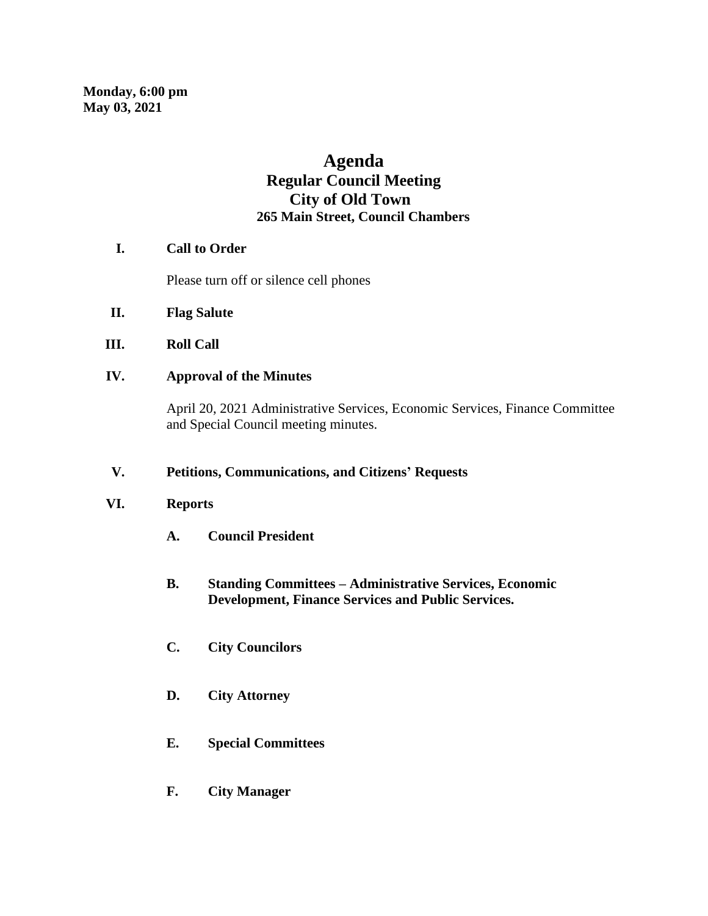**Monday, 6:00 pm**
**May 03, 2021**

# Agenda
## Regular Council Meeting
## City of Old Town
### 265 Main Street, Council Chambers

**I. Call to Order**

Please turn off or silence cell phones

**II. Flag Salute**

**III. Roll Call**

**IV. Approval of the Minutes**

April 20, 2021 Administrative Services, Economic Services, Finance Committee and Special Council meeting minutes.

**V. Petitions, Communications, and Citizens' Requests**

**VI. Reports**

**A. Council President**

**B. Standing Committees – Administrative Services, Economic Development, Finance Services and Public Services.**

**C. City Councilors**

**D. City Attorney**

**E. Special Committees**

**F. City Manager**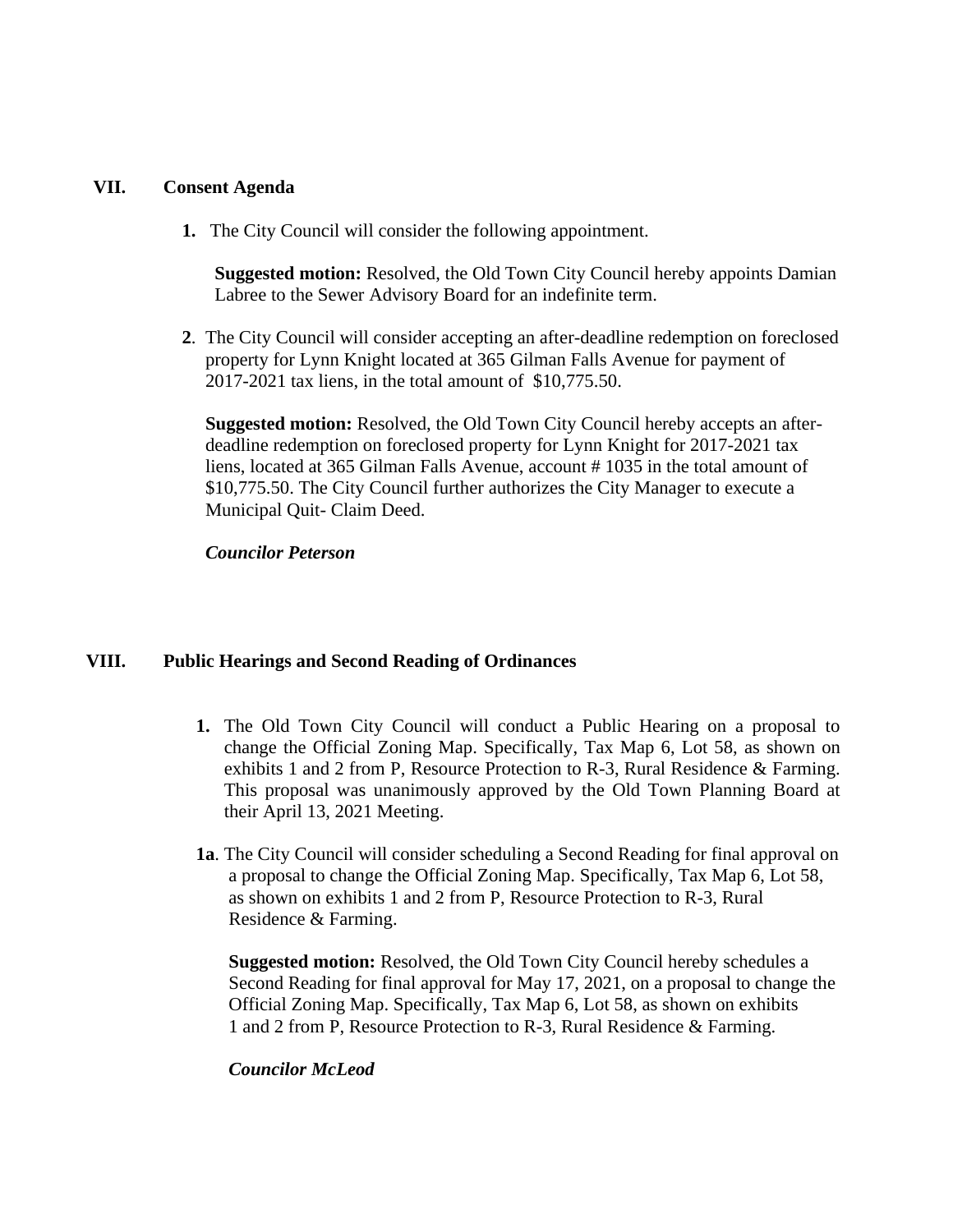## VII. Consent Agenda

1. The City Council will consider the following appointment.

   **Suggested motion:** Resolved, the Old Town City Council hereby appoints Damian Labree to the Sewer Advisory Board for an indefinite term.

2. The City Council will consider accepting an after-deadline redemption on foreclosed property for Lynn Knight located at 365 Gilman Falls Avenue for payment of 2017-2021 tax liens, in the total amount of $10,775.50.

   **Suggested motion:** Resolved, the Old Town City Council hereby accepts an after-deadline redemption on foreclosed property for Lynn Knight for 2017-2021 tax liens, located at 365 Gilman Falls Avenue, account # 1035 in the total amount of $10,775.50. The City Council further authorizes the City Manager to execute a Municipal Quit- Claim Deed.

   ***Councilor Peterson***

## VIII. Public Hearings and Second Reading of Ordinances

1. The Old Town City Council will conduct a Public Hearing on a proposal to change the Official Zoning Map. Specifically, Tax Map 6, Lot 58, as shown on exhibits 1 and 2 from P, Resource Protection to R-3, Rural Residence & Farming. This proposal was unanimously approved by the Old Town Planning Board at their April 13, 2021 Meeting.

**1a**. The City Council will consider scheduling a Second Reading for final approval on a proposal to change the Official Zoning Map. Specifically, Tax Map 6, Lot 58, as shown on exhibits 1 and 2 from P, Resource Protection to R-3, Rural Residence & Farming.

**Suggested motion:** Resolved, the Old Town City Council hereby schedules a Second Reading for final approval for May 17, 2021, on a proposal to change the Official Zoning Map. Specifically, Tax Map 6, Lot 58, as shown on exhibits 1 and 2 from P, Resource Protection to R-3, Rural Residence & Farming.

***Councilor McLeod***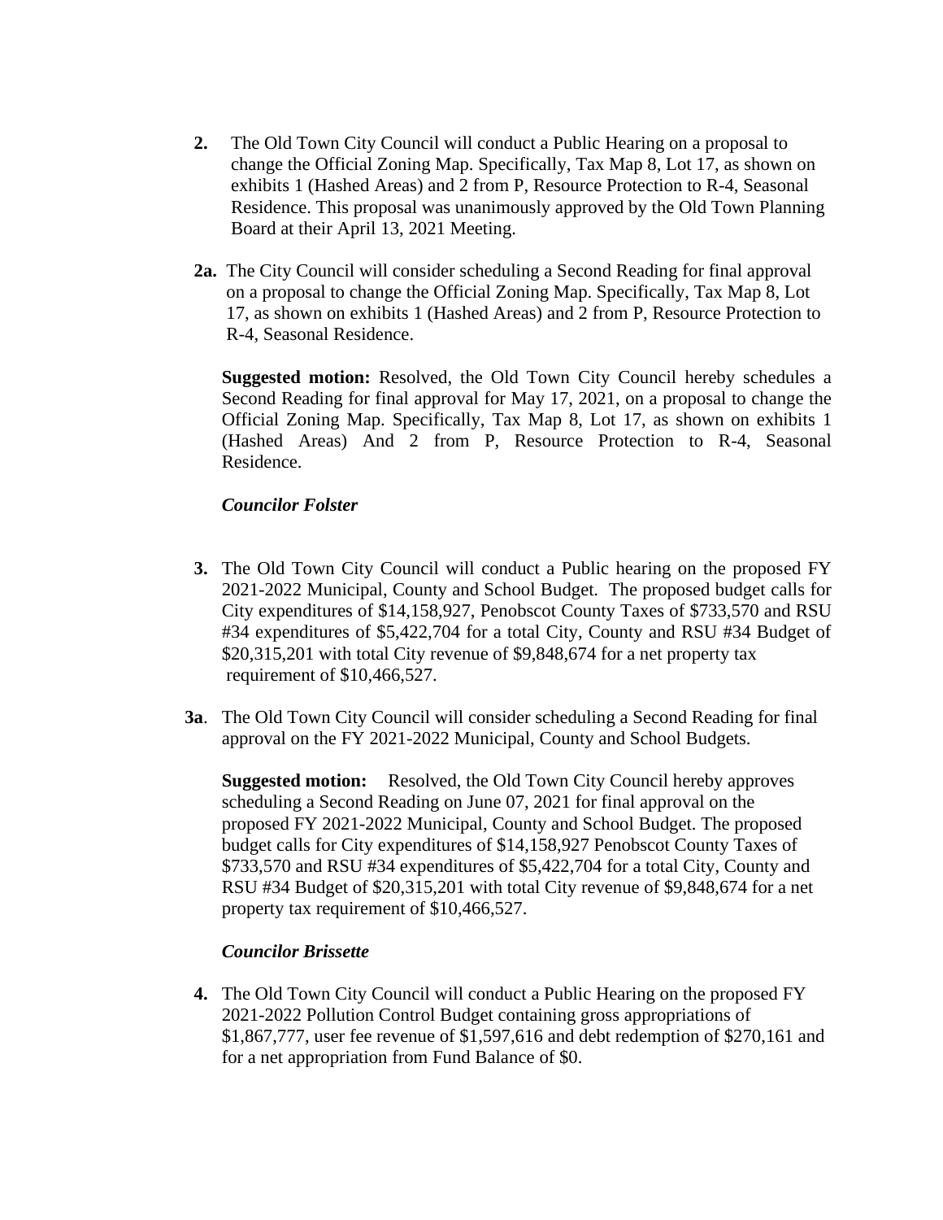2. The Old Town City Council will conduct a Public Hearing on a proposal to change the Official Zoning Map. Specifically, Tax Map 8, Lot 17, as shown on exhibits 1 (Hashed Areas) and 2 from P, Resource Protection to R-4, Seasonal Residence. This proposal was unanimously approved by the Old Town Planning Board at their April 13, 2021 Meeting.

**2a.** The City Council will consider scheduling a Second Reading for final approval on a proposal to change the Official Zoning Map. Specifically, Tax Map 8, Lot 17, as shown on exhibits 1 (Hashed Areas) and 2 from P, Resource Protection to R-4, Seasonal Residence.

**Suggested motion:** Resolved, the Old Town City Council hereby schedules a Second Reading for final approval for May 17, 2021, on a proposal to change the Official Zoning Map. Specifically, Tax Map 8, Lot 17, as shown on exhibits 1 (Hashed Areas) And 2 from P, Resource Protection to R-4, Seasonal Residence.

***Councilor Folster***

3. The Old Town City Council will conduct a Public hearing on the proposed FY 2021-2022 Municipal, County and School Budget. The proposed budget calls for City expenditures of $14,158,927, Penobscot County Taxes of $733,570 and RSU #34 expenditures of $5,422,704 for a total City, County and RSU #34 Budget of $20,315,201 with total City revenue of $9,848,674 for a net property tax requirement of $10,466,527.

**3a**. The Old Town City Council will consider scheduling a Second Reading for final approval on the FY 2021-2022 Municipal, County and School Budgets.

**Suggested motion:** Resolved, the Old Town City Council hereby approves scheduling a Second Reading on June 07, 2021 for final approval on the proposed FY 2021-2022 Municipal, County and School Budget. The proposed budget calls for City expenditures of $14,158,927 Penobscot County Taxes of $733,570 and RSU #34 expenditures of $5,422,704 for a total City, County and RSU #34 Budget of $20,315,201 with total City revenue of $9,848,674 for a net property tax requirement of $10,466,527.

***Councilor Brissette***

4. The Old Town City Council will conduct a Public Hearing on the proposed FY 2021-2022 Pollution Control Budget containing gross appropriations of $1,867,777, user fee revenue of $1,597,616 and debt redemption of $270,161 and for a net appropriation from Fund Balance of $0.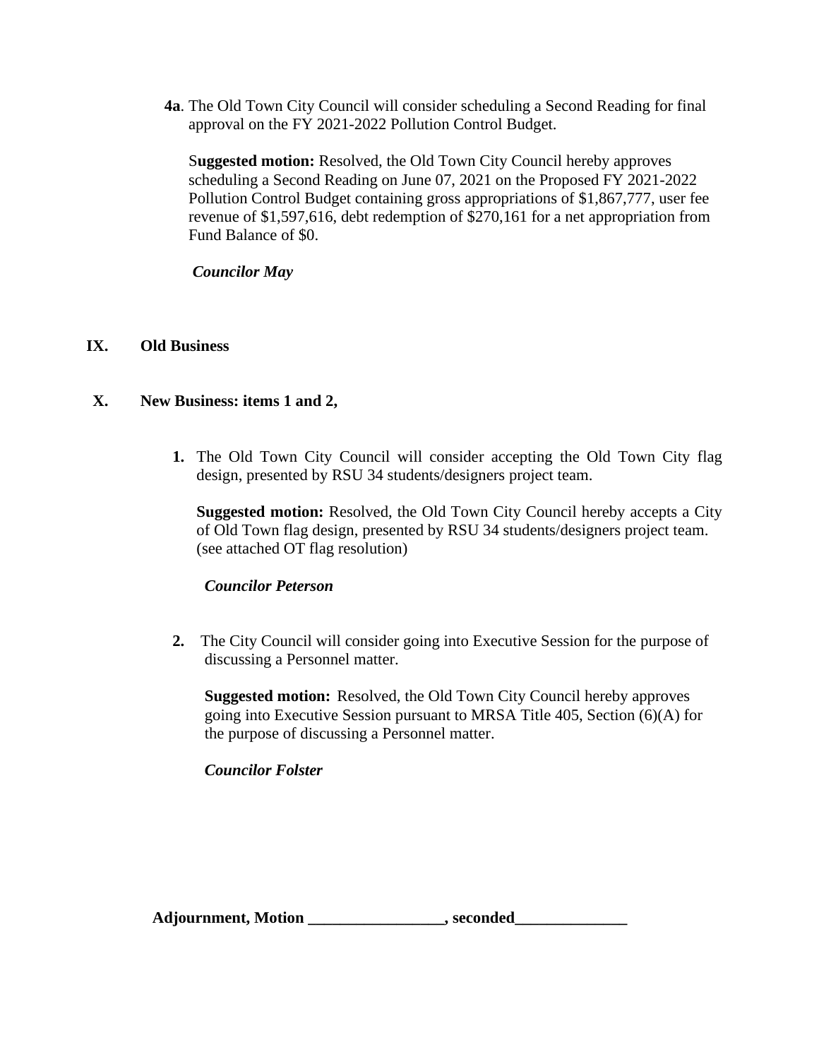**4a**. The Old Town City Council will consider scheduling a Second Reading for final approval on the FY 2021-2022 Pollution Control Budget.

S**uggested motion:** Resolved, the Old Town City Council hereby approves scheduling a Second Reading on June 07, 2021 on the Proposed FY 2021-2022 Pollution Control Budget containing gross appropriations of $1,867,777, user fee revenue of $1,597,616, debt redemption of $270,161 for a net appropriation from Fund Balance of $0.

***Councilor May***

## IX. Old Business

## X. New Business: items 1 and 2,

1. The Old Town City Council will consider accepting the Old Town City flag design, presented by RSU 34 students/designers project team.

   **Suggested motion:** Resolved, the Old Town City Council hereby accepts a City of Old Town flag design, presented by RSU 34 students/designers project team. (see attached OT flag resolution)

   ***Councilor Peterson***

2. The City Council will consider going into Executive Session for the purpose of discussing a Personnel matter.

   **Suggested motion:** Resolved, the Old Town City Council hereby approves going into Executive Session pursuant to MRSA Title 405, Section (6)(A) for the purpose of discussing a Personnel matter.

   ***Councilor Folster***

**Adjournment, Motion \_\_\_\_\_\_\_\_\_\_\_\_\_\_\_\_\_, seconded\_\_\_\_\_\_\_\_\_\_\_\_\_\_**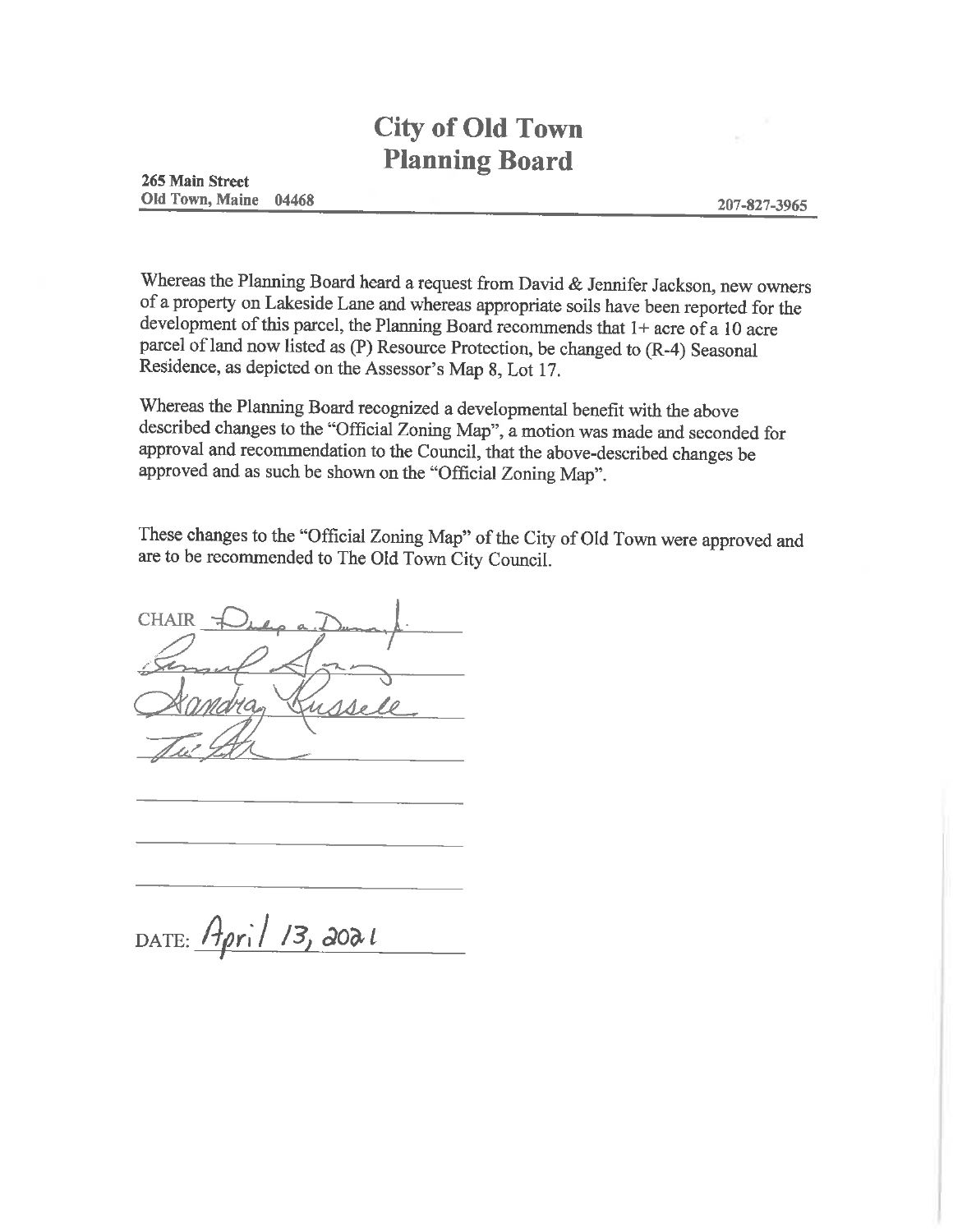# City of Old Town
## Planning Board

**265 Main Street**
**Old Town, Maine 04468** **207-827-3965**

Whereas the Planning Board heard a request from David & Jennifer Jackson, new owners of a property on Lakeside Lane and whereas appropriate soils have been reported for the development of this parcel, the Planning Board recommends that 1+ acre of a 10 acre parcel of land now listed as (P) Resource Protection, be changed to (R-4) Seasonal Residence, as depicted on the Assessor's Map 8, Lot 17.

Whereas the Planning Board recognized a developmental benefit with the above described changes to the "Official Zoning Map", a motion was made and seconded for approval and recommendation to the Council, that the above-described changes be approved and as such be shown on the "Official Zoning Map".

These changes to the "Official Zoning Map" of the City of Old Town were approved and are to be recommended to The Old Town City Council.

CHAIR ________________

________________

Sandra Russell

________________

________________

________________

________________

DATE: April 13, 2021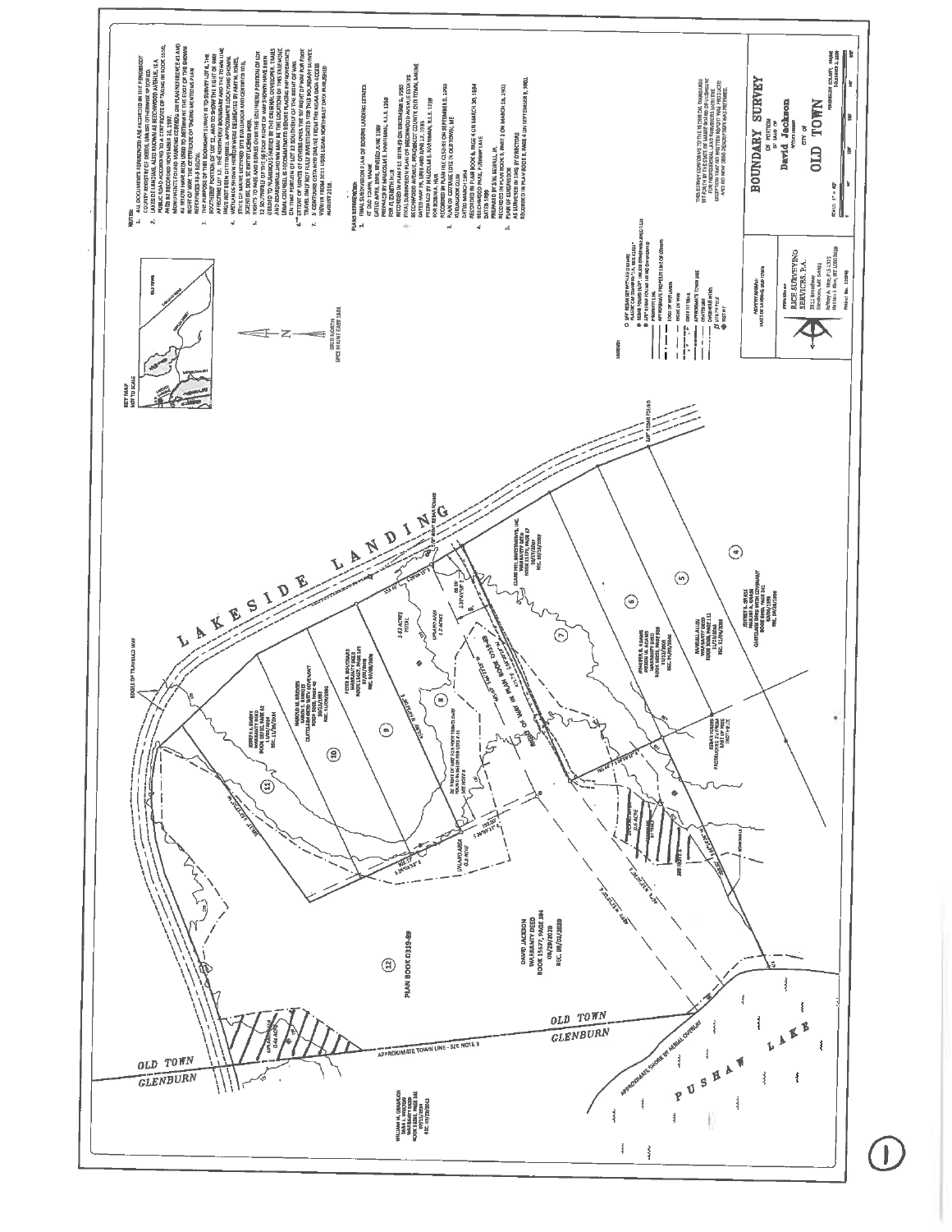**NOTES:**

**PLANS REFERENCED:**

1. FINAL SUBDIVISION PLAN OF ROGERS LANDING ESTATES

**KEY MAP**
NOT TO SCALE

GRID NORTH

**LEGEND:**

LAKESIDE LANDING

PUSHAW LAKE

OLD TOWN
GLENBURN

APPROXIMATE TOWN LINE - SEE NOTE 9

APPROXIMATE SHORE BY AERIAL OVERFLIGHT

PLAN BOOK D319-89

DAVID JACKSON
WARRANTY DEED

(1) (4) (5) (6) (7) (8) (9) (10) (11) (12)

UPLAND AREA

THIS SURVEY CONFORMS TO THE TECHNICAL STANDARDS SET FORTH BY THE STATE OF MAINE BOARD OF LICENSURE FOR PROFESSIONAL LAND SURVEYORS WITH THE EXCEPTION THAT NO WRITTEN REPORT WAS PRODUCED AND NO NEW DEED DESCRIPTION WAS PREPARED.

PREPARED BY:
RES SURVEYING SERVICES, P.A.

# BOUNDARY SURVEY

OF PORTION OF LAND OF

**David Jackson**

CITY OF

# OLD TOWN

PENOBSCOT COUNTY, MAINE

SCALE: 1" = 40'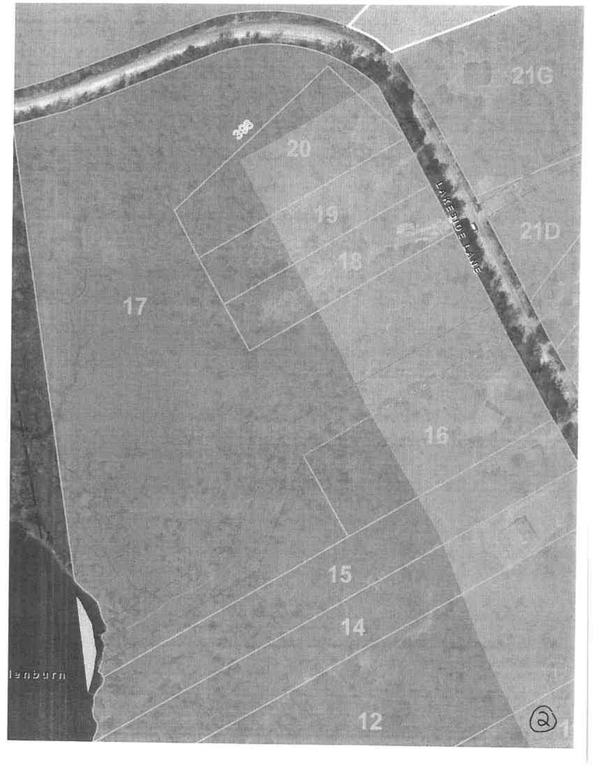21G

306

20

19

18

LAKESIDE LANE

21D

17

16

15

14

lenburn

12

(2)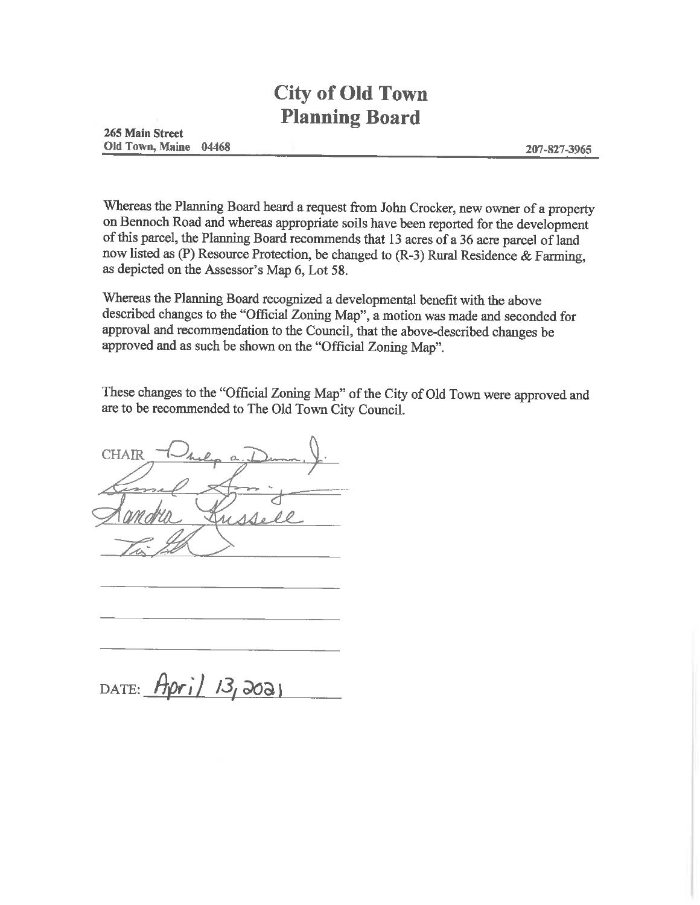# City of Old Town
# Planning Board

**265 Main Street**
**Old Town, Maine 04468** **207-827-3965**

Whereas the Planning Board heard a request from John Crocker, new owner of a property on Bennoch Road and whereas appropriate soils have been reported for the development of this parcel, the Planning Board recommends that 13 acres of a 36 acre parcel of land now listed as (P) Resource Protection, be changed to (R-3) Rural Residence & Farming, as depicted on the Assessor's Map 6, Lot 58.

Whereas the Planning Board recognized a developmental benefit with the above described changes to the "Official Zoning Map", a motion was made and seconded for approval and recommendation to the Council, that the above-described changes be approved and as such be shown on the "Official Zoning Map".

These changes to the "Official Zoning Map" of the City of Old Town were approved and are to be recommended to The Old Town City Council.

CHAIR Philip a. Dunn, Jr.

Sandra Russell

DATE: April 13, 2021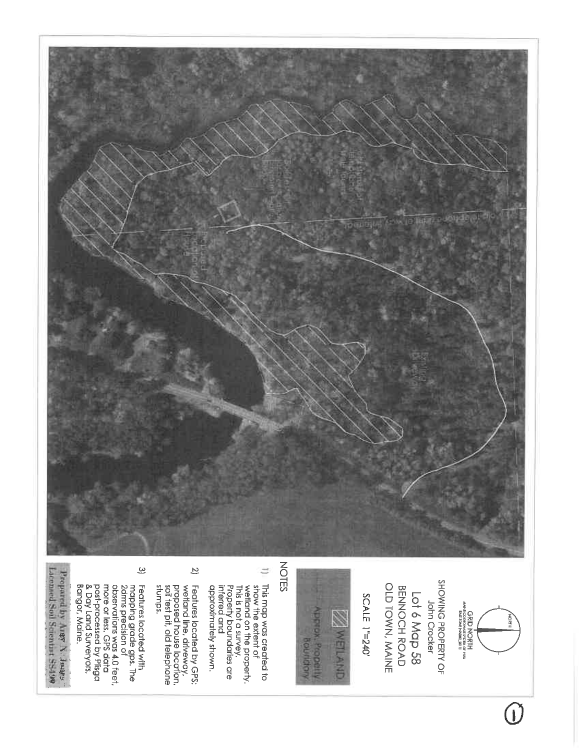GRID NORTH

MAINE COORDINATE SYSTEM OF 1983
EAST ZONE NAD83 2011

NORTH

SHOWING PROPERTY OF
John Crocker

Lot 6 Map 58
BENNOCH ROAD
OLD TOWN, MAINE

SCALE 1"=240'

WETLAND

Approx. Property Boundary

## NOTES

1) This map was created to show the extent of wetland on the property. This is not a survey. Property boundaries are inferred and approximately shown.

2) Features located by GPS: wetland line, driveway, proposed house location, soil test pit, old telephone stumps.

3) Features located with mapping grade gps. The 2drms precision of observations was 4.0 feet, more or less. GPS data post-processed by Pliaga & Day Land Surveyors, Bangor, Maine.

Prepared by Angy Y. Jones
Licensed Soil Scientist SS#90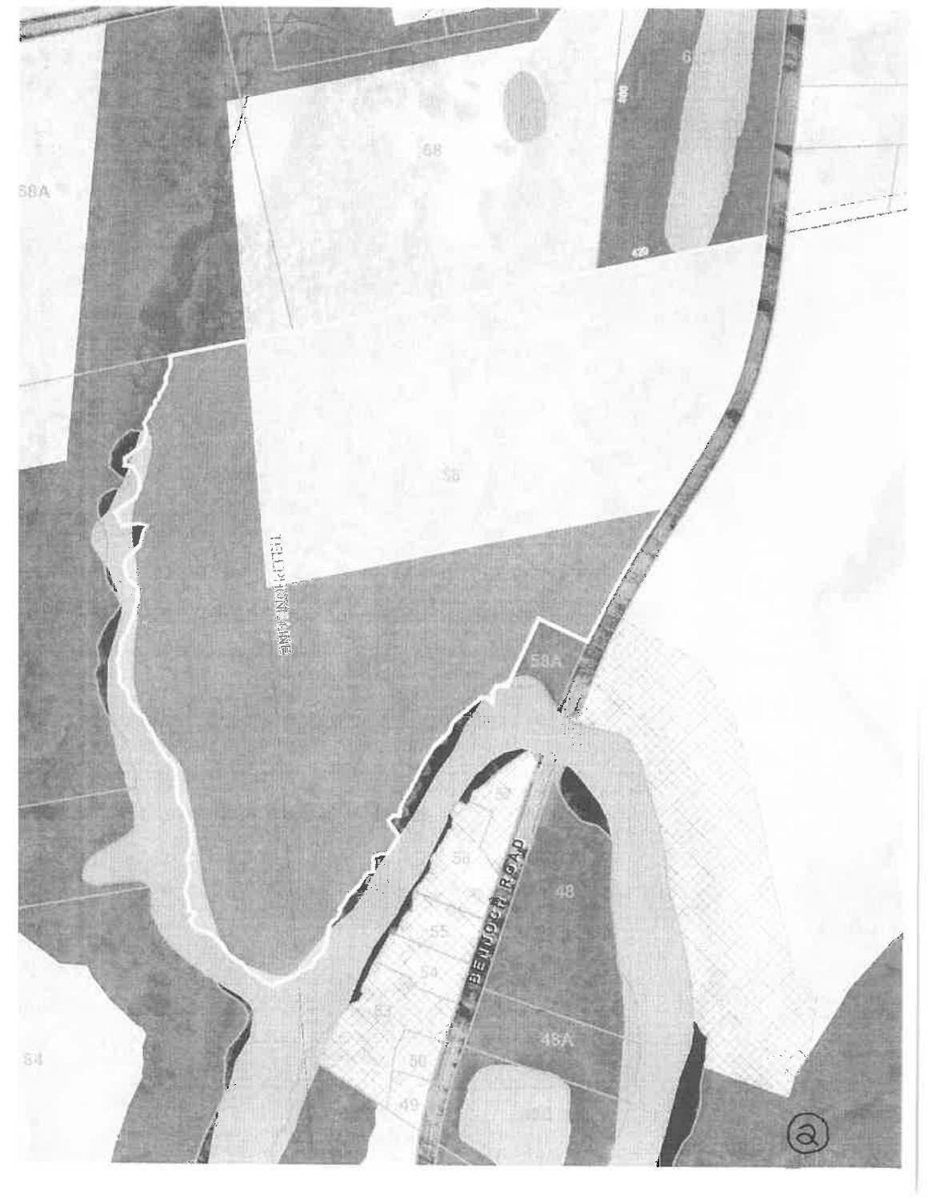68A

68

61

480

429

56

TELEPHONE LINE

58A

57

56

54

55

54

53

50

49

BENDOCH ROAD

48

48A

84

(a)